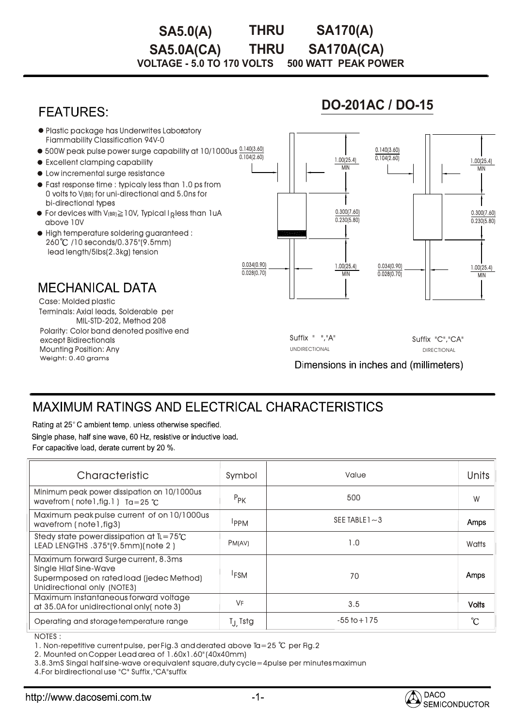# SA5.0(A) THRU SA170(A)
# SA5.0A(CA) THRU SA170A(CA)

**VOLTAGE - 5.0 TO 170 VOLTS 500 WATT PEAK POWER**

## FEATURES:

- Plastic package has Underwrites Laboratory Flammability Classification 94V-0
- 500W peak pulse power surge capability at 10/1000us
- Excellent clamping capability
- Low incremental surge resistance
- Fast response time : typicaly less than 1.0 ps from 0 volts to $V_{(BR)}$ for uni-directional and 5.0ns for bi-directional types
- For devices with $V_{(BR)} \geq 10V$, Typical $I_R$ less than 1uA above 10V
- High temperature soldering guaranteed : 260℃ /10 seconds/0.375"(9.5mm) lead length/5lbs(2.3kg) tension

## DO-201AC / DO-15

0.140(3.60)
0.104(2.60)

1.00(25.4) MIN

0.300(7.60)
0.230(5.80)

0.034(0.90)
0.028(0.70)

1.00(25.4) MIN

Suffix " ","A" UNIDIRECTIONAL

Suffix "C","CA" DIRECTIONAL

Dimensions in inches and (millimeters)

## MECHANICAL DATA

Case: Molded plastic
Terminals: Axial leads, Solderable per MIL-STD-202, Method 208
Polarity: Color band denoted positive end except Bidirectionals
Mounting Position: Any
Weight: 0.40 grams

## MAXIMUM RATINGS AND ELECTRICAL CHARACTERISTICS

Rating at 25° C ambient temp. unless otherwise specified.
Single phase, half sine wave, 60 Hz, resistive or inductive load.
For capacitive load, derate current by 20 %.

| Characteristic | Symbol | Value | Units |
|---|---|---|---|
| Minimum peak power dissipation on 10/1000us wavefrom ( note1,fig.1 ) Ta=25 ℃ | $P_{PK}$ | 500 | W |
| Maximum peak pulse current of on 10/1000us wavefrom ( note1,fig3) | $I_{PPM}$ | SEE TABLE1～3 | Amps |
| Stedy state power dissipation at TL=75℃ LEAD LENGTHS .375"(9.5mm)(note 2 ) | $P_{M(AV)}$ | 1.0 | Watts |
| Maximum forward Surge current, 8.3ms Single Hlaf Sine-Wave Supermposed on rated load (jedec Method) Unidirectional only (NOTE3) | $I_{FSM}$ | 70 | Amps |
| Maximum instantaneous forward voltage at 35.0A for unidirectional only( note 3) | $V_F$ | 3.5 | Volts |
| Operating and storage temperature range | $T_J$, Tstg | -55 to+175 | ℃ |

NOTES :

1. Non-repetitive current pulse, per Fig.3 and derated above Ta=25 ℃ per Fig.2
2. Mounted on Copper Lead area of 1.60x1.60"(40x40mm)
3. 8.3mS Singal half sine-wave or equivalent square, duty cycle=4pulse per minutes maximun
4. For birdirectional use "C" Suffix ,"CA"suffix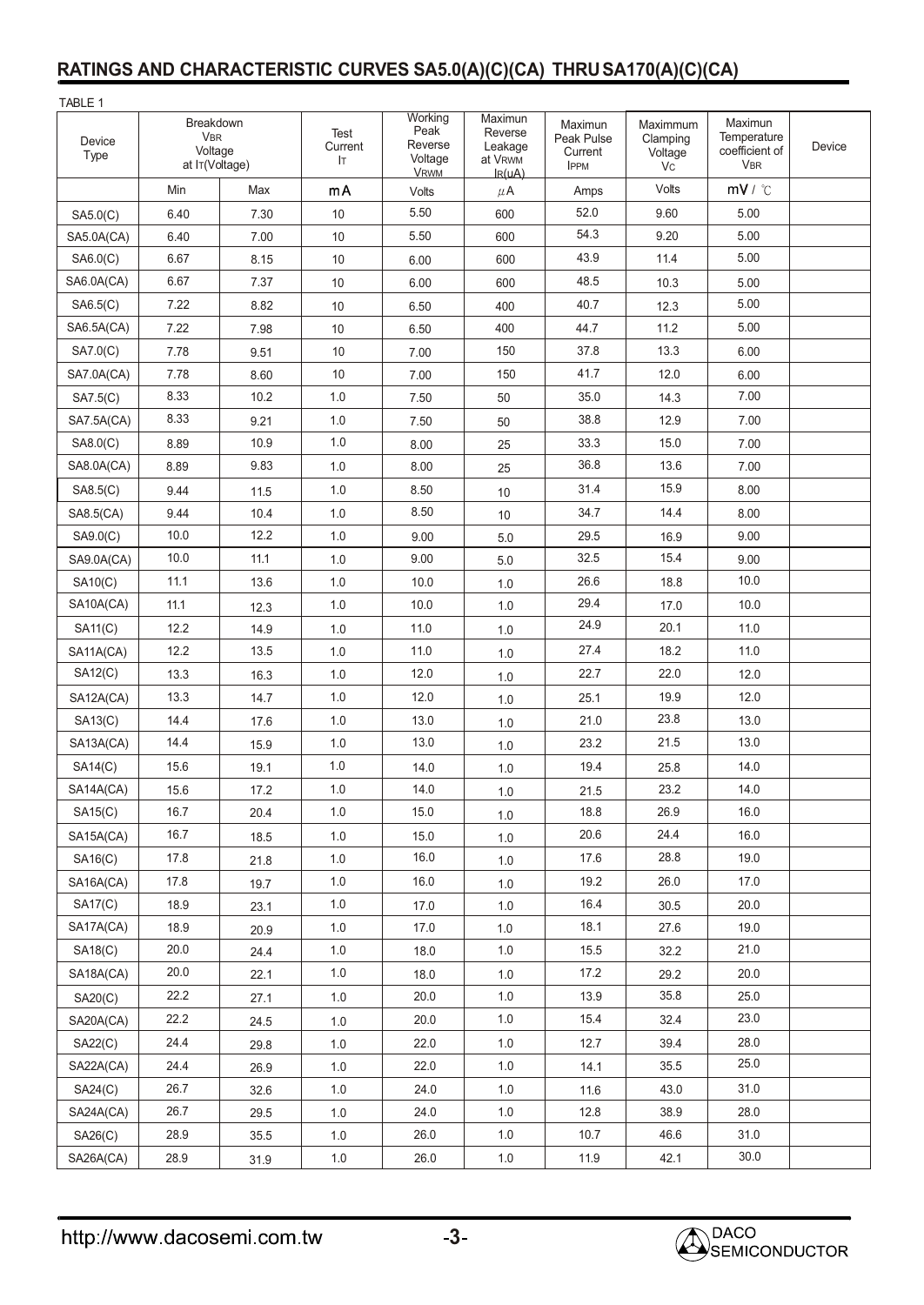## RATINGS AND CHARACTERISTIC CURVES SA5.0(A)(C)(CA) THRU SA170(A)(C)(CA)

TABLE 1

| Device Type | Breakdown $V_{BR}$ Voltage at $I_T$(Voltage) | | Test Current $I_T$ | Working Peak Reverse Voltage $V_{RWM}$ | Maximun Reverse Leakage at $V_{RWM}$ $I_R$(uA) | Maximun Peak Pulse Current $I_{PPM}$ | Maximmum Clamping Voltage $V_C$ | Maximun Temperature coefficient of $V_{BR}$ | Device |
|---|---|---|---|---|---|---|---|---|---|
| | Min | Max | mA | Volts | μA | Amps | Volts | mV / ℃ | |
| SA5.0(C) | 6.40 | 7.30 | 10 | 5.50 | 600 | 52.0 | 9.60 | 5.00 | |
| SA5.0A(CA) | 6.40 | 7.00 | 10 | 5.50 | 600 | 54.3 | 9.20 | 5.00 | |
| SA6.0(C) | 6.67 | 8.15 | 10 | 6.00 | 600 | 43.9 | 11.4 | 5.00 | |
| SA6.0A(CA) | 6.67 | 7.37 | 10 | 6.00 | 600 | 48.5 | 10.3 | 5.00 | |
| SA6.5(C) | 7.22 | 8.82 | 10 | 6.50 | 400 | 40.7 | 12.3 | 5.00 | |
| SA6.5A(CA) | 7.22 | 7.98 | 10 | 6.50 | 400 | 44.7 | 11.2 | 5.00 | |
| SA7.0(C) | 7.78 | 9.51 | 10 | 7.00 | 150 | 37.8 | 13.3 | 6.00 | |
| SA7.0A(CA) | 7.78 | 8.60 | 10 | 7.00 | 150 | 41.7 | 12.0 | 6.00 | |
| SA7.5(C) | 8.33 | 10.2 | 1.0 | 7.50 | 50 | 35.0 | 14.3 | 7.00 | |
| SA7.5A(CA) | 8.33 | 9.21 | 1.0 | 7.50 | 50 | 38.8 | 12.9 | 7.00 | |
| SA8.0(C) | 8.89 | 10.9 | 1.0 | 8.00 | 25 | 33.3 | 15.0 | 7.00 | |
| SA8.0A(CA) | 8.89 | 9.83 | 1.0 | 8.00 | 25 | 36.8 | 13.6 | 7.00 | |
| SA8.5(C) | 9.44 | 11.5 | 1.0 | 8.50 | 10 | 31.4 | 15.9 | 8.00 | |
| SA8.5(CA) | 9.44 | 10.4 | 1.0 | 8.50 | 10 | 34.7 | 14.4 | 8.00 | |
| SA9.0(C) | 10.0 | 12.2 | 1.0 | 9.00 | 5.0 | 29.5 | 16.9 | 9.00 | |
| SA9.0A(CA) | 10.0 | 11.1 | 1.0 | 9.00 | 5.0 | 32.5 | 15.4 | 9.00 | |
| SA10(C) | 11.1 | 13.6 | 1.0 | 10.0 | 1.0 | 26.6 | 18.8 | 10.0 | |
| SA10A(CA) | 11.1 | 12.3 | 1.0 | 10.0 | 1.0 | 29.4 | 17.0 | 10.0 | |
| SA11(C) | 12.2 | 14.9 | 1.0 | 11.0 | 1.0 | 24.9 | 20.1 | 11.0 | |
| SA11A(CA) | 12.2 | 13.5 | 1.0 | 11.0 | 1.0 | 27.4 | 18.2 | 11.0 | |
| SA12(C) | 13.3 | 16.3 | 1.0 | 12.0 | 1.0 | 22.7 | 22.0 | 12.0 | |
| SA12A(CA) | 13.3 | 14.7 | 1.0 | 12.0 | 1.0 | 25.1 | 19.9 | 12.0 | |
| SA13(C) | 14.4 | 17.6 | 1.0 | 13.0 | 1.0 | 21.0 | 23.8 | 13.0 | |
| SA13A(CA) | 14.4 | 15.9 | 1.0 | 13.0 | 1.0 | 23.2 | 21.5 | 13.0 | |
| SA14(C) | 15.6 | 19.1 | 1.0 | 14.0 | 1.0 | 19.4 | 25.8 | 14.0 | |
| SA14A(CA) | 15.6 | 17.2 | 1.0 | 14.0 | 1.0 | 21.5 | 23.2 | 14.0 | |
| SA15(C) | 16.7 | 20.4 | 1.0 | 15.0 | 1.0 | 18.8 | 26.9 | 16.0 | |
| SA15A(CA) | 16.7 | 18.5 | 1.0 | 15.0 | 1.0 | 20.6 | 24.4 | 16.0 | |
| SA16(C) | 17.8 | 21.8 | 1.0 | 16.0 | 1.0 | 17.6 | 28.8 | 19.0 | |
| SA16A(CA) | 17.8 | 19.7 | 1.0 | 16.0 | 1.0 | 19.2 | 26.0 | 17.0 | |
| SA17(C) | 18.9 | 23.1 | 1.0 | 17.0 | 1.0 | 16.4 | 30.5 | 20.0 | |
| SA17A(CA) | 18.9 | 20.9 | 1.0 | 17.0 | 1.0 | 18.1 | 27.6 | 19.0 | |
| SA18(C) | 20.0 | 24.4 | 1.0 | 18.0 | 1.0 | 15.5 | 32.2 | 21.0 | |
| SA18A(CA) | 20.0 | 22.1 | 1.0 | 18.0 | 1.0 | 17.2 | 29.2 | 20.0 | |
| SA20(C) | 22.2 | 27.1 | 1.0 | 20.0 | 1.0 | 13.9 | 35.8 | 25.0 | |
| SA20A(CA) | 22.2 | 24.5 | 1.0 | 20.0 | 1.0 | 15.4 | 32.4 | 23.0 | |
| SA22(C) | 24.4 | 29.8 | 1.0 | 22.0 | 1.0 | 12.7 | 39.4 | 28.0 | |
| SA22A(CA) | 24.4 | 26.9 | 1.0 | 22.0 | 1.0 | 14.1 | 35.5 | 25.0 | |
| SA24(C) | 26.7 | 32.6 | 1.0 | 24.0 | 1.0 | 11.6 | 43.0 | 31.0 | |
| SA24A(CA) | 26.7 | 29.5 | 1.0 | 24.0 | 1.0 | 12.8 | 38.9 | 28.0 | |
| SA26(C) | 28.9 | 35.5 | 1.0 | 26.0 | 1.0 | 10.7 | 46.6 | 31.0 | |
| SA26A(CA) | 28.9 | 31.9 | 1.0 | 26.0 | 1.0 | 11.9 | 42.1 | 30.0 | |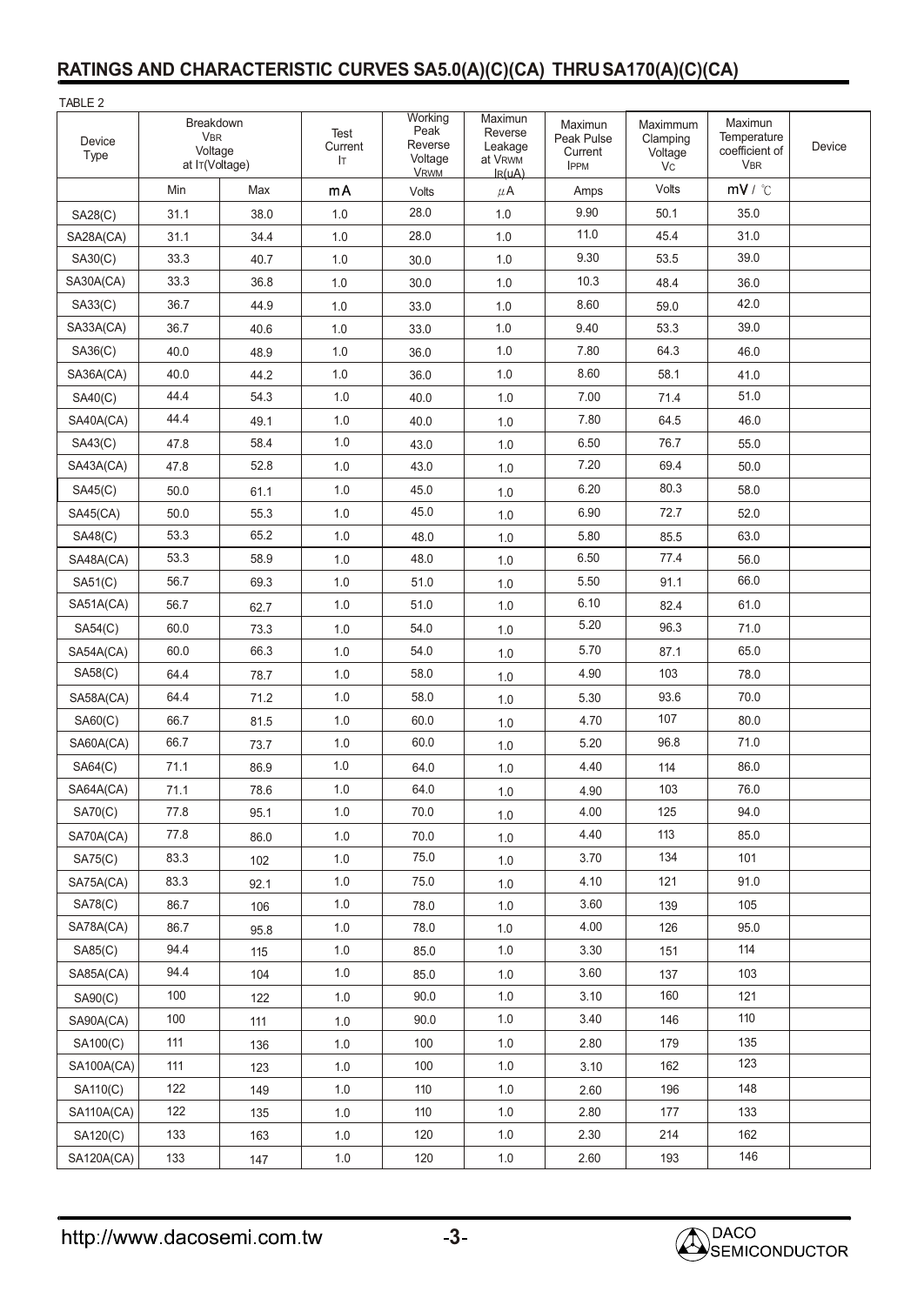## RATINGS AND CHARACTERISTIC CURVES SA5.0(A)(C)(CA) THRU SA170(A)(C)(CA)

TABLE 2

| Device Type | Breakdown $V_{BR}$ Voltage at $I_T$(Voltage) | | Test Current $I_T$ | Working Peak Reverse Voltage $V_{RWM}$ | Maximun Reverse Leakage at $V_{RWM}$ $I_R$(uA) | Maximun Peak Pulse Current $I_{PPM}$ | Maximmum Clamping Voltage $V_C$ | Maximun Temperature coefficient of $V_{BR}$ | Device |
|---|---|---|---|---|---|---|---|---|---|
| | Min | Max | mA | Volts | μA | Amps | Volts | mV / ℃ | |
| SA28(C) | 31.1 | 38.0 | 1.0 | 28.0 | 1.0 | 9.90 | 50.1 | 35.0 | |
| SA28A(CA) | 31.1 | 34.4 | 1.0 | 28.0 | 1.0 | 11.0 | 45.4 | 31.0 | |
| SA30(C) | 33.3 | 40.7 | 1.0 | 30.0 | 1.0 | 9.30 | 53.5 | 39.0 | |
| SA30A(CA) | 33.3 | 36.8 | 1.0 | 30.0 | 1.0 | 10.3 | 48.4 | 36.0 | |
| SA33(C) | 36.7 | 44.9 | 1.0 | 33.0 | 1.0 | 8.60 | 59.0 | 42.0 | |
| SA33A(CA) | 36.7 | 40.6 | 1.0 | 33.0 | 1.0 | 9.40 | 53.3 | 39.0 | |
| SA36(C) | 40.0 | 48.9 | 1.0 | 36.0 | 1.0 | 7.80 | 64.3 | 46.0 | |
| SA36A(CA) | 40.0 | 44.2 | 1.0 | 36.0 | 1.0 | 8.60 | 58.1 | 41.0 | |
| SA40(C) | 44.4 | 54.3 | 1.0 | 40.0 | 1.0 | 7.00 | 71.4 | 51.0 | |
| SA40A(CA) | 44.4 | 49.1 | 1.0 | 40.0 | 1.0 | 7.80 | 64.5 | 46.0 | |
| SA43(C) | 47.8 | 58.4 | 1.0 | 43.0 | 1.0 | 6.50 | 76.7 | 55.0 | |
| SA43A(CA) | 47.8 | 52.8 | 1.0 | 43.0 | 1.0 | 7.20 | 69.4 | 50.0 | |
| SA45(C) | 50.0 | 61.1 | 1.0 | 45.0 | 1.0 | 6.20 | 80.3 | 58.0 | |
| SA45(CA) | 50.0 | 55.3 | 1.0 | 45.0 | 1.0 | 6.90 | 72.7 | 52.0 | |
| SA48(C) | 53.3 | 65.2 | 1.0 | 48.0 | 1.0 | 5.80 | 85.5 | 63.0 | |
| SA48A(CA) | 53.3 | 58.9 | 1.0 | 48.0 | 1.0 | 6.50 | 77.4 | 56.0 | |
| SA51(C) | 56.7 | 69.3 | 1.0 | 51.0 | 1.0 | 5.50 | 91.1 | 66.0 | |
| SA51A(CA) | 56.7 | 62.7 | 1.0 | 51.0 | 1.0 | 6.10 | 82.4 | 61.0 | |
| SA54(C) | 60.0 | 73.3 | 1.0 | 54.0 | 1.0 | 5.20 | 96.3 | 71.0 | |
| SA54A(CA) | 60.0 | 66.3 | 1.0 | 54.0 | 1.0 | 5.70 | 87.1 | 65.0 | |
| SA58(C) | 64.4 | 78.7 | 1.0 | 58.0 | 1.0 | 4.90 | 103 | 78.0 | |
| SA58A(CA) | 64.4 | 71.2 | 1.0 | 58.0 | 1.0 | 5.30 | 93.6 | 70.0 | |
| SA60(C) | 66.7 | 81.5 | 1.0 | 60.0 | 1.0 | 4.70 | 107 | 80.0 | |
| SA60A(CA) | 66.7 | 73.7 | 1.0 | 60.0 | 1.0 | 5.20 | 96.8 | 71.0 | |
| SA64(C) | 71.1 | 86.9 | 1.0 | 64.0 | 1.0 | 4.40 | 114 | 86.0 | |
| SA64A(CA) | 71.1 | 78.6 | 1.0 | 64.0 | 1.0 | 4.90 | 103 | 76.0 | |
| SA70(C) | 77.8 | 95.1 | 1.0 | 70.0 | 1.0 | 4.00 | 125 | 94.0 | |
| SA70A(CA) | 77.8 | 86.0 | 1.0 | 70.0 | 1.0 | 4.40 | 113 | 85.0 | |
| SA75(C) | 83.3 | 102 | 1.0 | 75.0 | 1.0 | 3.70 | 134 | 101 | |
| SA75A(CA) | 83.3 | 92.1 | 1.0 | 75.0 | 1.0 | 4.10 | 121 | 91.0 | |
| SA78(C) | 86.7 | 106 | 1.0 | 78.0 | 1.0 | 3.60 | 139 | 105 | |
| SA78A(CA) | 86.7 | 95.8 | 1.0 | 78.0 | 1.0 | 4.00 | 126 | 95.0 | |
| SA85(C) | 94.4 | 115 | 1.0 | 85.0 | 1.0 | 3.30 | 151 | 114 | |
| SA85A(CA) | 94.4 | 104 | 1.0 | 85.0 | 1.0 | 3.60 | 137 | 103 | |
| SA90(C) | 100 | 122 | 1.0 | 90.0 | 1.0 | 3.10 | 160 | 121 | |
| SA90A(CA) | 100 | 111 | 1.0 | 90.0 | 1.0 | 3.40 | 146 | 110 | |
| SA100(C) | 111 | 136 | 1.0 | 100 | 1.0 | 2.80 | 179 | 135 | |
| SA100A(CA) | 111 | 123 | 1.0 | 100 | 1.0 | 3.10 | 162 | 123 | |
| SA110(C) | 122 | 149 | 1.0 | 110 | 1.0 | 2.60 | 196 | 148 | |
| SA110A(CA) | 122 | 135 | 1.0 | 110 | 1.0 | 2.80 | 177 | 133 | |
| SA120(C) | 133 | 163 | 1.0 | 120 | 1.0 | 2.30 | 214 | 162 | |
| SA120A(CA) | 133 | 147 | 1.0 | 120 | 1.0 | 2.60 | 193 | 146 | |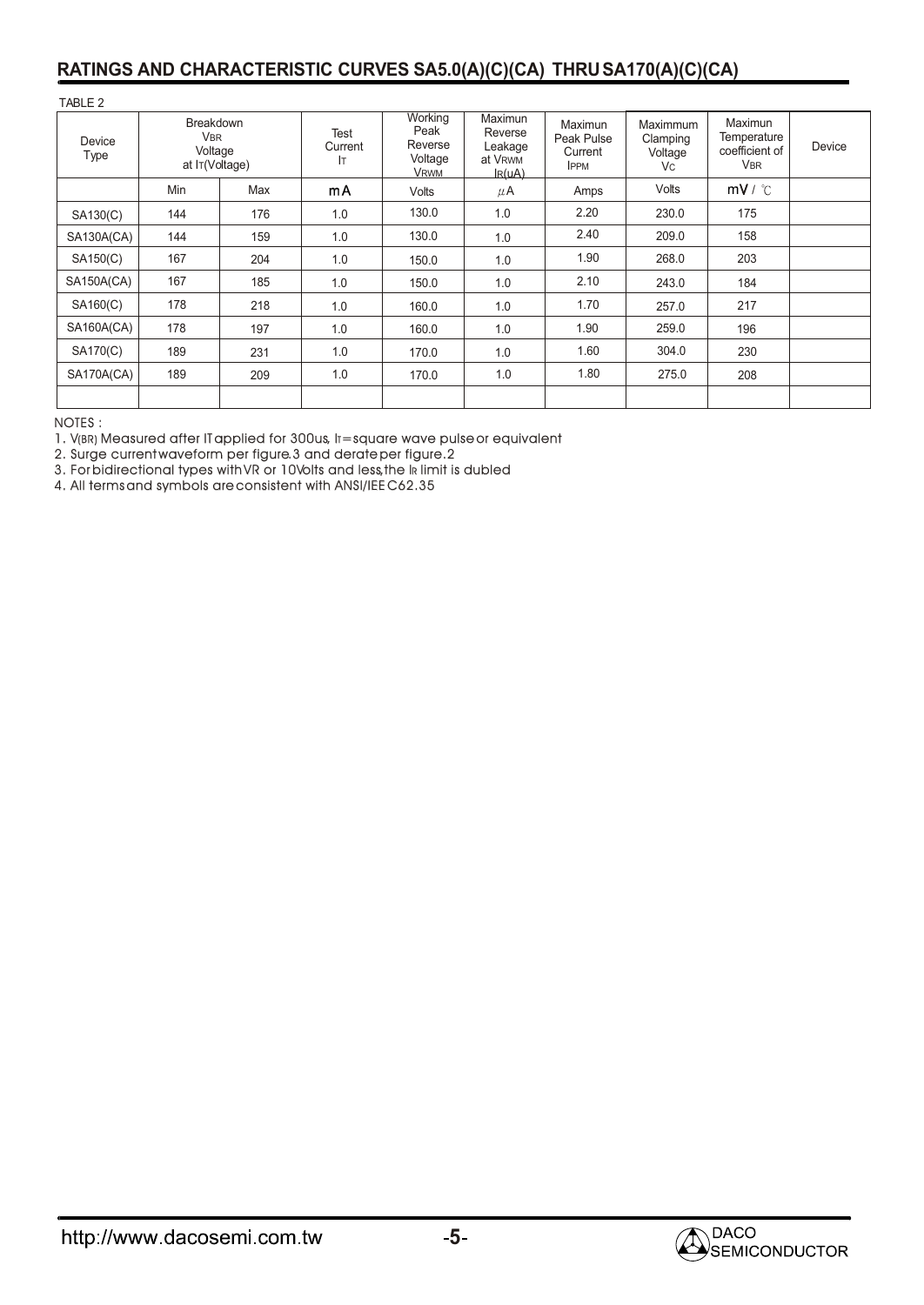## RATINGS AND CHARACTERISTIC CURVES SA5.0(A)(C)(CA) THRU SA170(A)(C)(CA)

TABLE 2

| Device Type | Breakdown $V_{BR}$ Voltage at $I_T$(Voltage) | | Test Current $I_T$ | Working Peak Reverse Voltage $V_{RWM}$ | Maximun Reverse Leakage at $V_{RWM}$ $I_R$(uA) | Maximun Peak Pulse Current $I_{PPM}$ | Maximmum Clamping Voltage $V_C$ | Maximun Temperature coefficient of $V_{BR}$ | Device |
|---|---|---|---|---|---|---|---|---|---|
| | Min | Max | mA | Volts | μA | Amps | Volts | mV / ℃ | |
| SA130(C) | 144 | 176 | 1.0 | 130.0 | 1.0 | 2.20 | 230.0 | 175 | |
| SA130A(CA) | 144 | 159 | 1.0 | 130.0 | 1.0 | 2.40 | 209.0 | 158 | |
| SA150(C) | 167 | 204 | 1.0 | 150.0 | 1.0 | 1.90 | 268.0 | 203 | |
| SA150A(CA) | 167 | 185 | 1.0 | 150.0 | 1.0 | 2.10 | 243.0 | 184 | |
| SA160(C) | 178 | 218 | 1.0 | 160.0 | 1.0 | 1.70 | 257.0 | 217 | |
| SA160A(CA) | 178 | 197 | 1.0 | 160.0 | 1.0 | 1.90 | 259.0 | 196 | |
| SA170(C) | 189 | 231 | 1.0 | 170.0 | 1.0 | 1.60 | 304.0 | 230 | |
| SA170A(CA) | 189 | 209 | 1.0 | 170.0 | 1.0 | 1.80 | 275.0 | 208 | |
| | | | | | | | | | |

NOTES :

1. $V_{(BR)}$ Measured after IT applied for 300us, $I_T$=square wave pulse or equivalent
2. Surge current waveform per figure.3 and derate per figure.2
3. For bidirectional types with VR or 10Volts and less,the $I_R$ limit is dubled
4. All terms and symbols are consistent with ANSI/IEE C62.35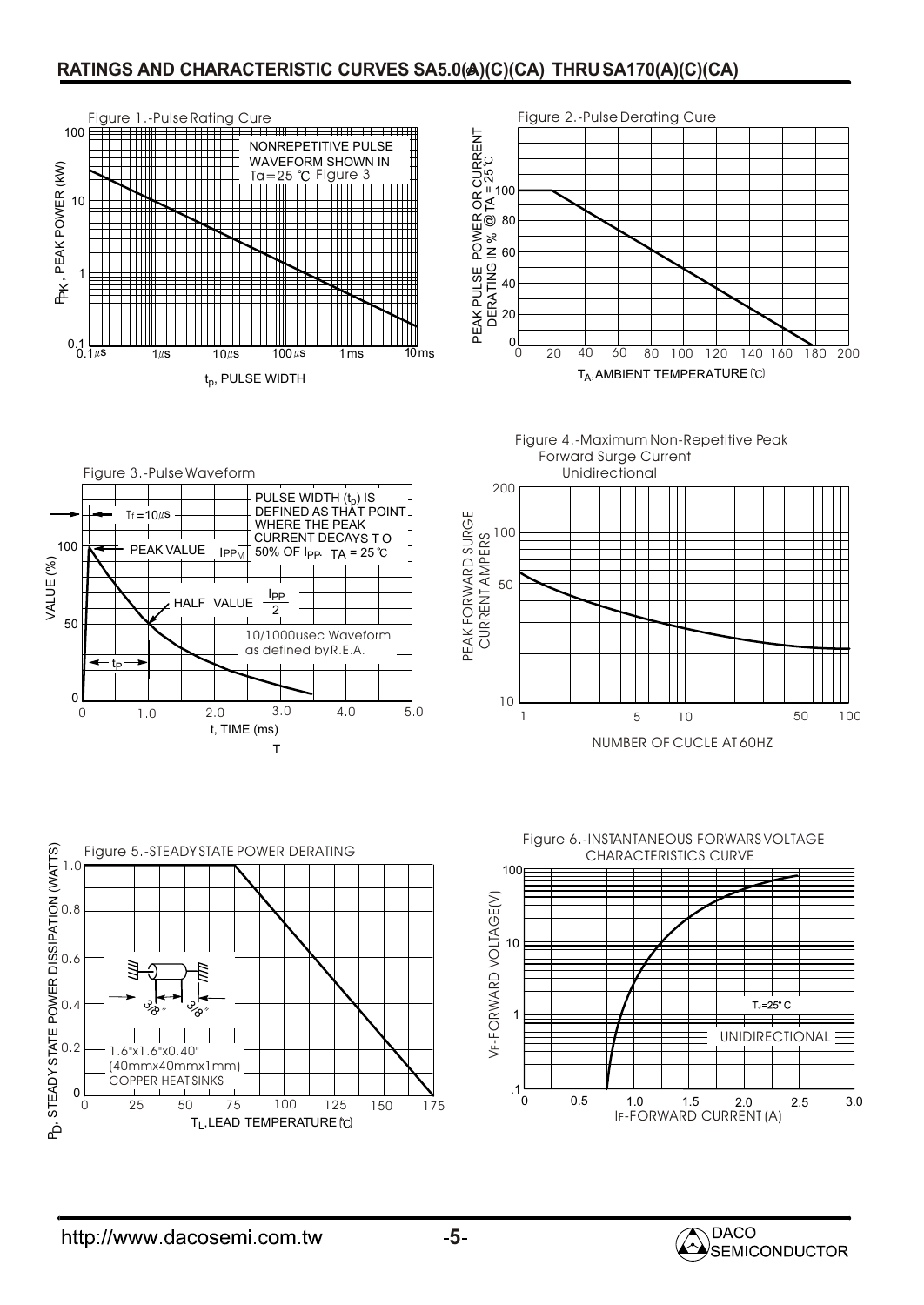## RATINGS AND CHARACTERISTIC CURVES SA5.0(A)(C)(CA) THRU SA170(A)(C)(CA)

Figure 1.-Pulse Rating Cure

NONREPETITIVE PULSE
WAVEFORM SHOWN IN
Ta=25 ℃ Figure 3

$P_{PK}$, PEAK POWER (kW)

100
10
1
0.1

0.1μs 1μs 10μs 100μs 1ms 10ms

$t_p$, PULSE WIDTH

Figure 2.-Pulse Derating Cure

PEAK PULSE POWER OR CURRENT
DERATING IN % @ TA = 25℃

100
80
60
40
20
0

0 20 40 60 80 100 120 140 160 180 200

$T_A$,AMBIENT TEMPERATURE (℃)

Figure 3.-Pulse Waveform

Tr =10μs

PEAK VALUE $I_{PPM}$

PULSE WIDTH ($t_p$) IS
DEFINED AS THAT POINT
WHERE THE PEAK
CURRENT DECAYS TO
50% OF $I_{PP}$. TA = 25℃

HALF VALUE $\frac{I_{PP}}{2}$

10/1000usec Waveform
as defined by R.E.A.

$t_P$

VALUE (%)

100
50
0

0 1.0 2.0 3.0 4.0 5.0

t, TIME (ms)

T

Figure 4.-Maximum Non-Repetitive Peak
Forward Surge Current
Unidirectional

PEAK FORWARD SURGE
CURRENT AMPERS

200
100
50
10

1 5 10 50 100

NUMBER OF CUCLE AT 60HZ

Figure 5.-STEADY STATE POWER DERATING

$P_D$, STEADY STATE POWER DISSIPATION (WATTS)

1.0
0.8
0.6
0.4
0.2
0

3/8" 3/8"

1.6"x1.6"x0.40"
(40mmx40mmx1mm)
COPPER HEAT SINKS

0 25 50 75 100 125 150 175

$T_L$,LEAD TEMPERATURE (℃)

Figure 6.-INSTANTANEOUS FORWARS VOLTAGE
CHARACTERISTICS CURVE

VF-FORWARD VOLTAGE(V)

100
10
1
.1

$T_J$=25° C

UNIDIRECTIONAL

0 0.5 1.0 1.5 2.0 2.5 3.0

IF-FORWARD CURRENT (A)